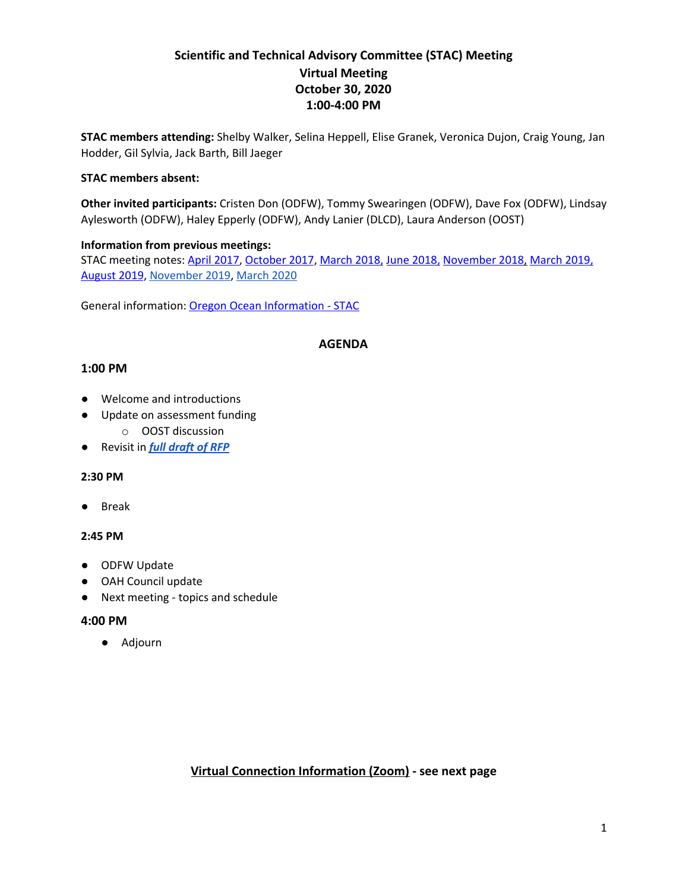# Scientific and Technical Advisory Committee (STAC) Meeting
## Virtual Meeting
## October 30, 2020
## 1:00-4:00 PM

**STAC members attending:** Shelby Walker, Selina Heppell, Elise Granek, Veronica Dujon, Craig Young, Jan Hodder, Gil Sylvia, Jack Barth, Bill Jaeger

**STAC members absent:**

**Other invited participants:** Cristen Don (ODFW), Tommy Swearingen (ODFW), Dave Fox (ODFW), Lindsay Aylesworth (ODFW), Haley Epperly (ODFW), Andy Lanier (DLCD), Laura Anderson (OOST)

**Information from previous meetings:**
STAC meeting notes: April 2017, October 2017, March 2018, June 2018, November 2018, March 2019, August 2019, November 2019, March 2020

General information: Oregon Ocean Information - STAC

## AGENDA

### 1:00 PM

- Welcome and introductions
- Update on assessment funding
  - OOST discussion
- Revisit in ***full draft of RFP***

### 2:30 PM

- Break

### 2:45 PM

- ODFW Update
- OAH Council update
- Next meeting - topics and schedule

### 4:00 PM

- Adjourn

**Virtual Connection Information (Zoom) - see next page**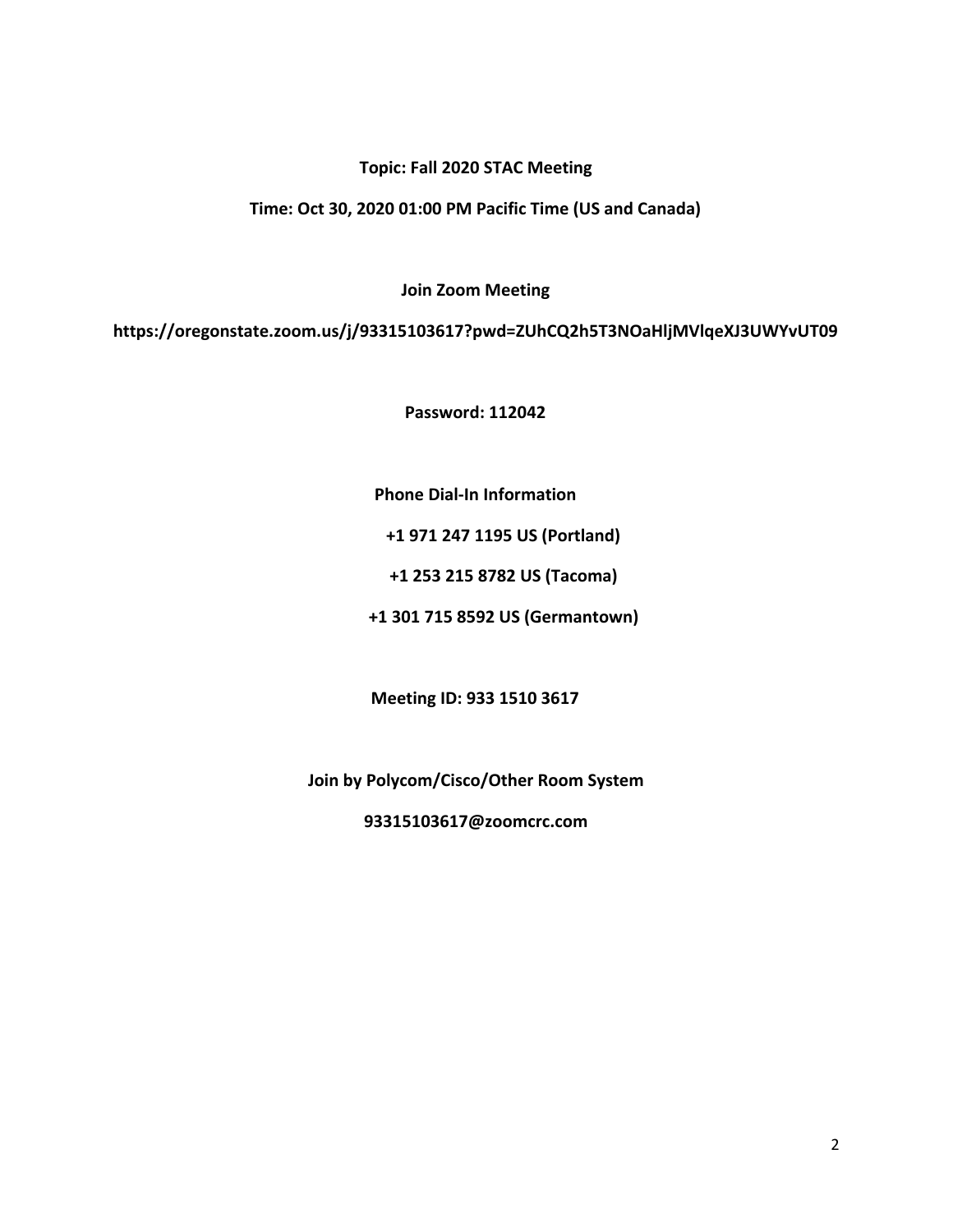**Topic: Fall 2020 STAC Meeting**

**Time: Oct 30, 2020 01:00 PM Pacific Time (US and Canada)**

**Join Zoom Meeting**

**https://oregonstate.zoom.us/j/93315103617?pwd=ZUhCQ2h5T3NOaHljMVlqeXJ3UWYvUT09**

**Password: 112042**

**Phone Dial-In Information**

**+1 971 247 1195 US (Portland)**

**+1 253 215 8782 US (Tacoma)**

**+1 301 715 8592 US (Germantown)**

**Meeting ID: 933 1510 3617**

**Join by Polycom/Cisco/Other Room System**

**93315103617@zoomcrc.com**